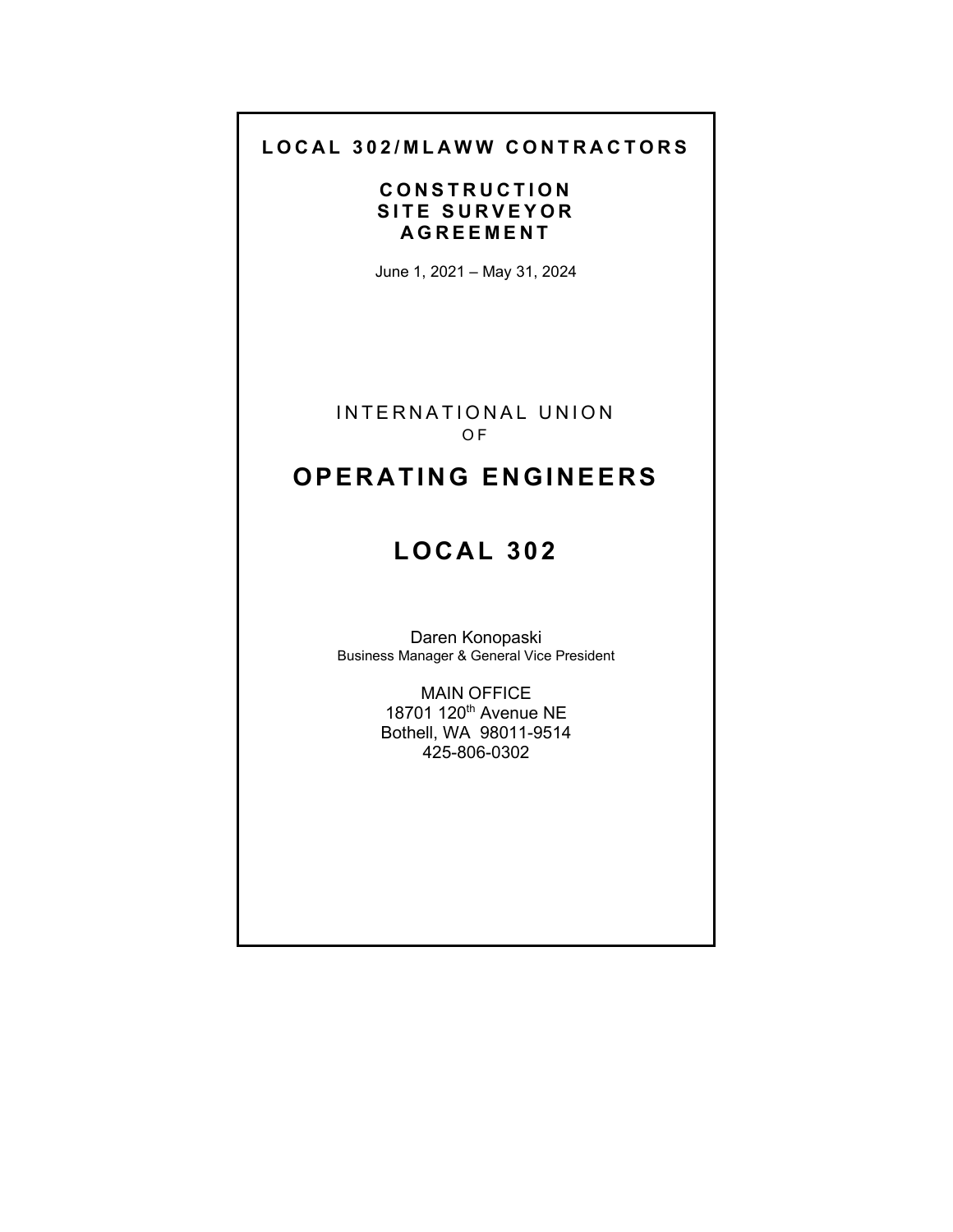# LOCAL 302/MLAWW CONTRACTORS

## CONSTRUCTION SITE SURVEYOR AGREEMENT

June 1, 2021 – May 31, 2024

INTERNATIONAL UNION
OF

# OPERATING ENGINEERS

# LOCAL 302

Daren Konopaski
Business Manager & General Vice President

MAIN OFFICE
18701 120th Avenue NE
Bothell, WA 98011-9514
425-806-0302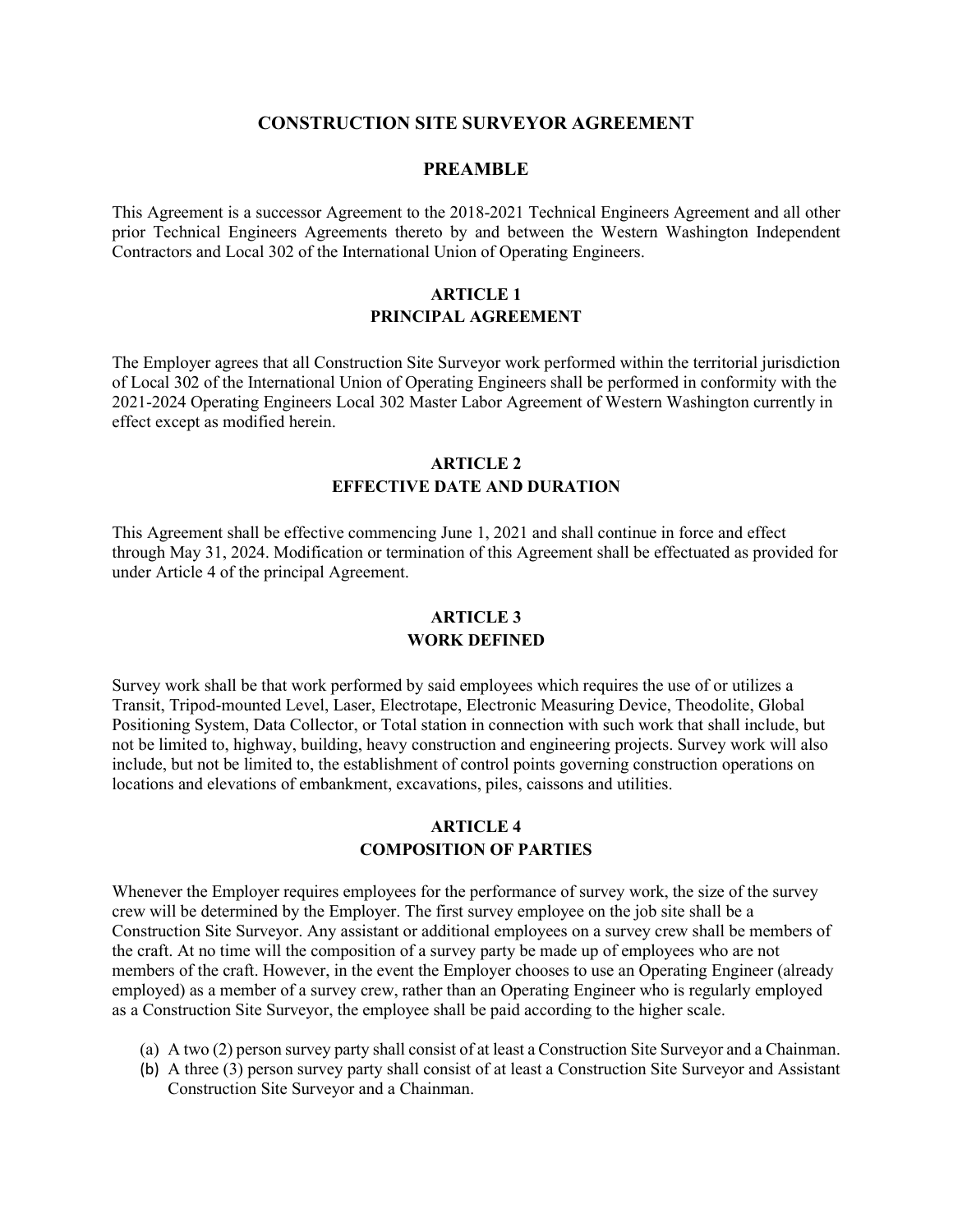# CONSTRUCTION SITE SURVEYOR AGREEMENT

## PREAMBLE

This Agreement is a successor Agreement to the 2018-2021 Technical Engineers Agreement and all other prior Technical Engineers Agreements thereto by and between the Western Washington Independent Contractors and Local 302 of the International Union of Operating Engineers.

## ARTICLE 1
## PRINCIPAL AGREEMENT

The Employer agrees that all Construction Site Surveyor work performed within the territorial jurisdiction of Local 302 of the International Union of Operating Engineers shall be performed in conformity with the 2021-2024 Operating Engineers Local 302 Master Labor Agreement of Western Washington currently in effect except as modified herein.

## ARTICLE 2
## EFFECTIVE DATE AND DURATION

This Agreement shall be effective commencing June 1, 2021 and shall continue in force and effect through May 31, 2024. Modification or termination of this Agreement shall be effectuated as provided for under Article 4 of the principal Agreement.

## ARTICLE 3
## WORK DEFINED

Survey work shall be that work performed by said employees which requires the use of or utilizes a Transit, Tripod-mounted Level, Laser, Electrotape, Electronic Measuring Device, Theodolite, Global Positioning System, Data Collector, or Total station in connection with such work that shall include, but not be limited to, highway, building, heavy construction and engineering projects. Survey work will also include, but not be limited to, the establishment of control points governing construction operations on locations and elevations of embankment, excavations, piles, caissons and utilities.

## ARTICLE 4
## COMPOSITION OF PARTIES

Whenever the Employer requires employees for the performance of survey work, the size of the survey crew will be determined by the Employer. The first survey employee on the job site shall be a Construction Site Surveyor. Any assistant or additional employees on a survey crew shall be members of the craft. At no time will the composition of a survey party be made up of employees who are not members of the craft. However, in the event the Employer chooses to use an Operating Engineer (already employed) as a member of a survey crew, rather than an Operating Engineer who is regularly employed as a Construction Site Surveyor, the employee shall be paid according to the higher scale.

(a) A two (2) person survey party shall consist of at least a Construction Site Surveyor and a Chainman.
(b) A three (3) person survey party shall consist of at least a Construction Site Surveyor and Assistant Construction Site Surveyor and a Chainman.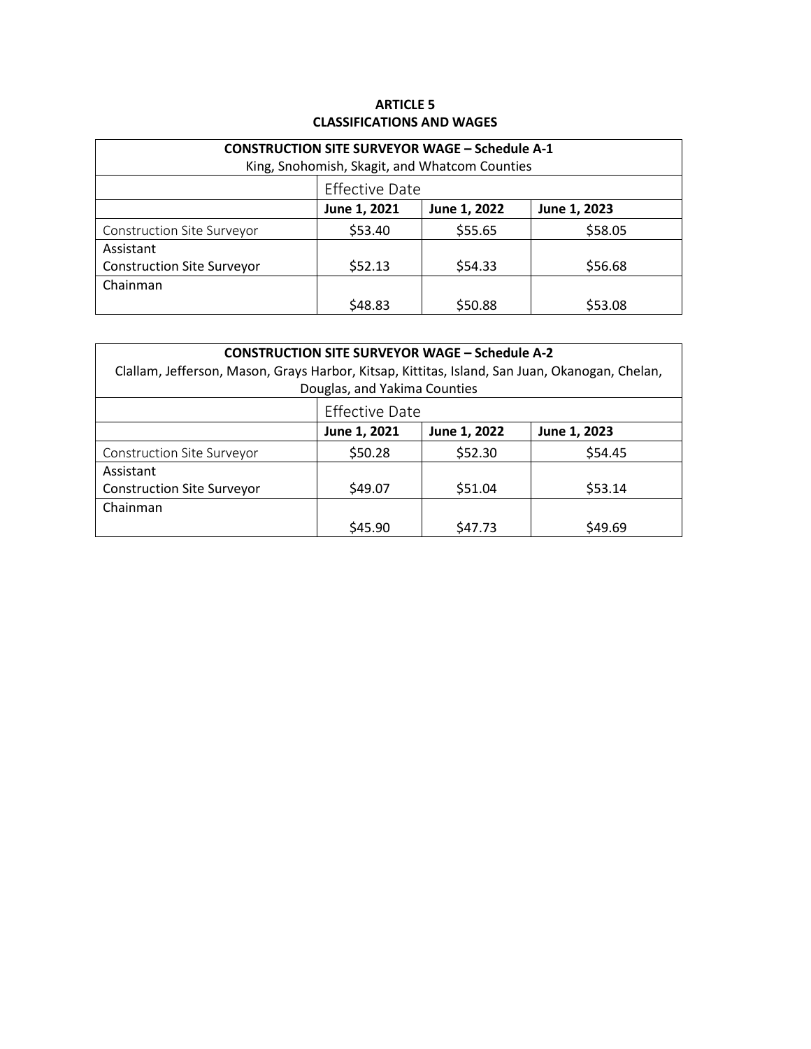**ARTICLE 5**
**CLASSIFICATIONS AND WAGES**

| **CONSTRUCTION SITE SURVEYOR WAGE – Schedule A-1**<br>King, Snohomish, Skagit, and Whatcom Counties | | | |
|---|---|---|---|
| | Effective Date | | |
| | **June 1, 2021** | **June 1, 2022** | **June 1, 2023** |
| Construction Site Surveyor | $53.40 | $55.65 | $58.05 |
| Assistant Construction Site Surveyor | $52.13 | $54.33 | $56.68 |
| Chainman | $48.83 | $50.88 | $53.08 |

| **CONSTRUCTION SITE SURVEYOR WAGE – Schedule A-2**<br>Clallam, Jefferson, Mason, Grays Harbor, Kitsap, Kittitas, Island, San Juan, Okanogan, Chelan, Douglas, and Yakima Counties | | | |
|---|---|---|---|
| | Effective Date | | |
| | **June 1, 2021** | **June 1, 2022** | **June 1, 2023** |
| Construction Site Surveyor | $50.28 | $52.30 | $54.45 |
| Assistant Construction Site Surveyor | $49.07 | $51.04 | $53.14 |
| Chainman | $45.90 | $47.73 | $49.69 |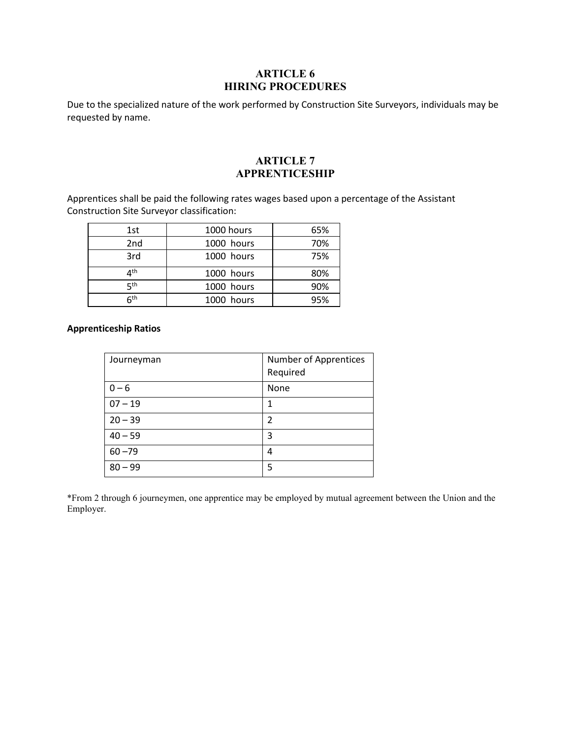## ARTICLE 6
## HIRING PROCEDURES

Due to the specialized nature of the work performed by Construction Site Surveyors, individuals may be requested by name.

## ARTICLE 7
## APPRENTICESHIP

Apprentices shall be paid the following rates wages based upon a percentage of the Assistant Construction Site Surveyor classification:

| | | |
|---|---|---|
| 1st | 1000 hours | 65% |
| 2nd | 1000 hours | 70% |
| 3rd | 1000 hours | 75% |
| 4th | 1000 hours | 80% |
| 5th | 1000 hours | 90% |
| 6th | 1000 hours | 95% |

**Apprenticeship Ratios**

| Journeyman | Number of Apprentices Required |
|---|---|
| 0 – 6 | None |
| 07 – 19 | 1 |
| 20 – 39 | 2 |
| 40 – 59 | 3 |
| 60 –79 | 4 |
| 80 – 99 | 5 |

*From 2 through 6 journeymen, one apprentice may be employed by mutual agreement between the Union and the Employer.